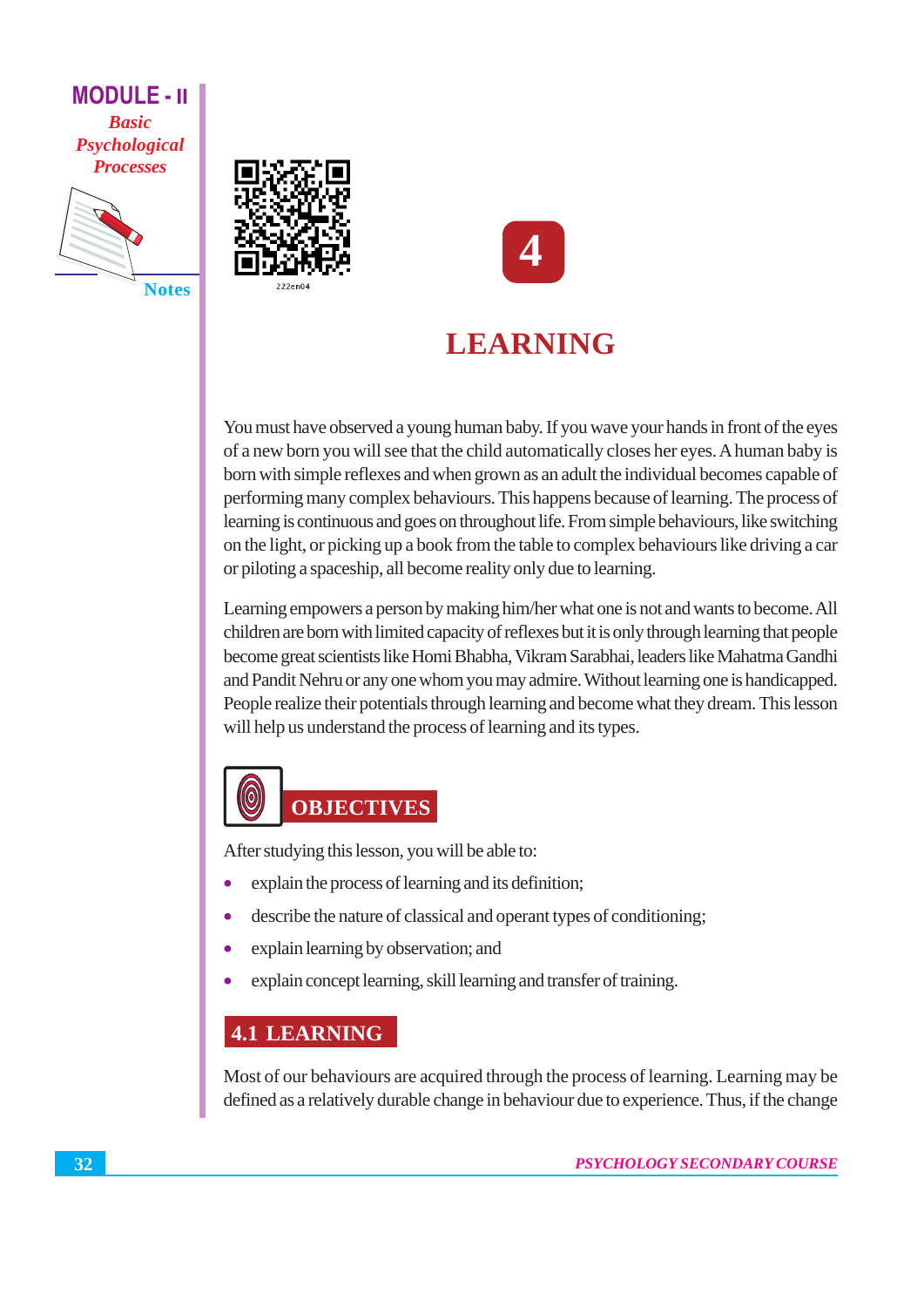# 4

# LEARNING

You must have observed a young human baby. If you wave your hands in front of the eyes of a new born you will see that the child automatically closes her eyes. A human baby is born with simple reflexes and when grown as an adult the individual becomes capable of performing many complex behaviours. This happens because of learning. The process of learning is continuous and goes on throughout life. From simple behaviours, like switching on the light, or picking up a book from the table to complex behaviours like driving a car or piloting a spaceship, all become reality only due to learning.

Learning empowers a person by making him/her what one is not and wants to become. All children are born with limited capacity of reflexes but it is only through learning that people become great scientists like Homi Bhabha, Vikram Sarabhai, leaders like Mahatma Gandhi and Pandit Nehru or any one whom you may admire. Without learning one is handicapped. People realize their potentials through learning and become what they dream. This lesson will help us understand the process of learning and its types.

## OBJECTIVES

After studying this lesson, you will be able to:

- explain the process of learning and its definition;
- describe the nature of classical and operant types of conditioning;
- explain learning by observation; and
- explain concept learning, skill learning and transfer of training.

## 4.1 LEARNING

Most of our behaviours are acquired through the process of learning. Learning may be defined as a relatively durable change in behaviour due to experience. Thus, if the change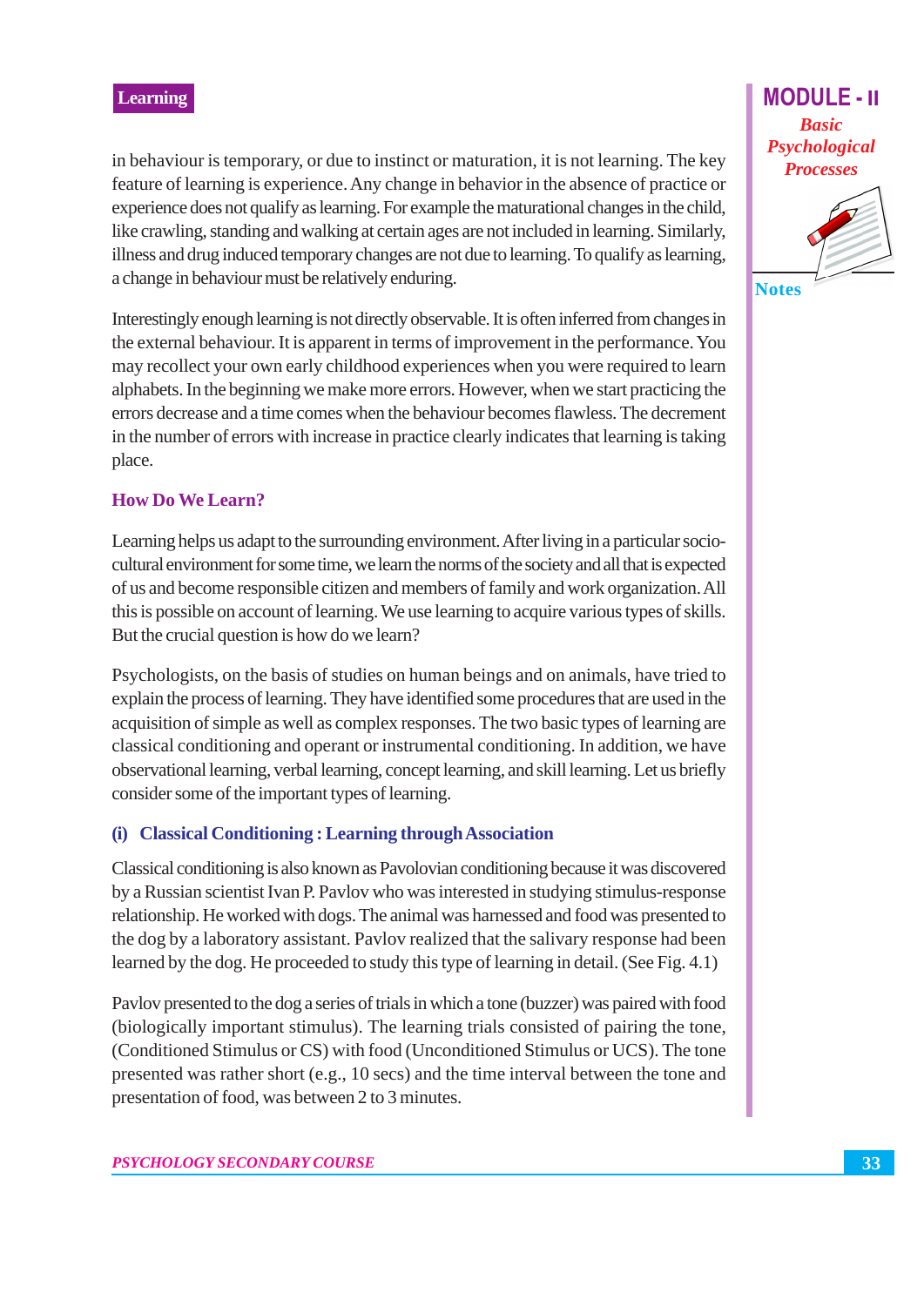in behaviour is temporary, or due to instinct or maturation, it is not learning. The key feature of learning is experience. Any change in behavior in the absence of practice or experience does not qualify as learning. For example the maturational changes in the child, like crawling, standing and walking at certain ages are not included in learning. Similarly, illness and drug induced temporary changes are not due to learning. To qualify as learning, a change in behaviour must be relatively enduring.

Interestingly enough learning is not directly observable. It is often inferred from changes in the external behaviour. It is apparent in terms of improvement in the performance. You may recollect your own early childhood experiences when you were required to learn alphabets. In the beginning we make more errors. However, when we start practicing the errors decrease and a time comes when the behaviour becomes flawless. The decrement in the number of errors with increase in practice clearly indicates that learning is taking place.

### How Do We Learn?

Learning helps us adapt to the surrounding environment. After living in a particular socio-cultural environment for some time, we learn the norms of the society and all that is expected of us and become responsible citizen and members of family and work organization. All this is possible on account of learning. We use learning to acquire various types of skills. But the crucial question is how do we learn?

Psychologists, on the basis of studies on human beings and on animals, have tried to explain the process of learning. They have identified some procedures that are used in the acquisition of simple as well as complex responses. The two basic types of learning are classical conditioning and operant or instrumental conditioning. In addition, we have observational learning, verbal learning, concept learning, and skill learning. Let us briefly consider some of the important types of learning.

#### (i) Classical Conditioning : Learning through Association

Classical conditioning is also known as Pavolovian conditioning because it was discovered by a Russian scientist Ivan P. Pavlov who was interested in studying stimulus-response relationship. He worked with dogs. The animal was harnessed and food was presented to the dog by a laboratory assistant. Pavlov realized that the salivary response had been learned by the dog. He proceeded to study this type of learning in detail. (See Fig. 4.1)

Pavlov presented to the dog a series of trials in which a tone (buzzer) was paired with food (biologically important stimulus). The learning trials consisted of pairing the tone, (Conditioned Stimulus or CS) with food (Unconditioned Stimulus or UCS). The tone presented was rather short (e.g., 10 secs) and the time interval between the tone and presentation of food, was between 2 to 3 minutes.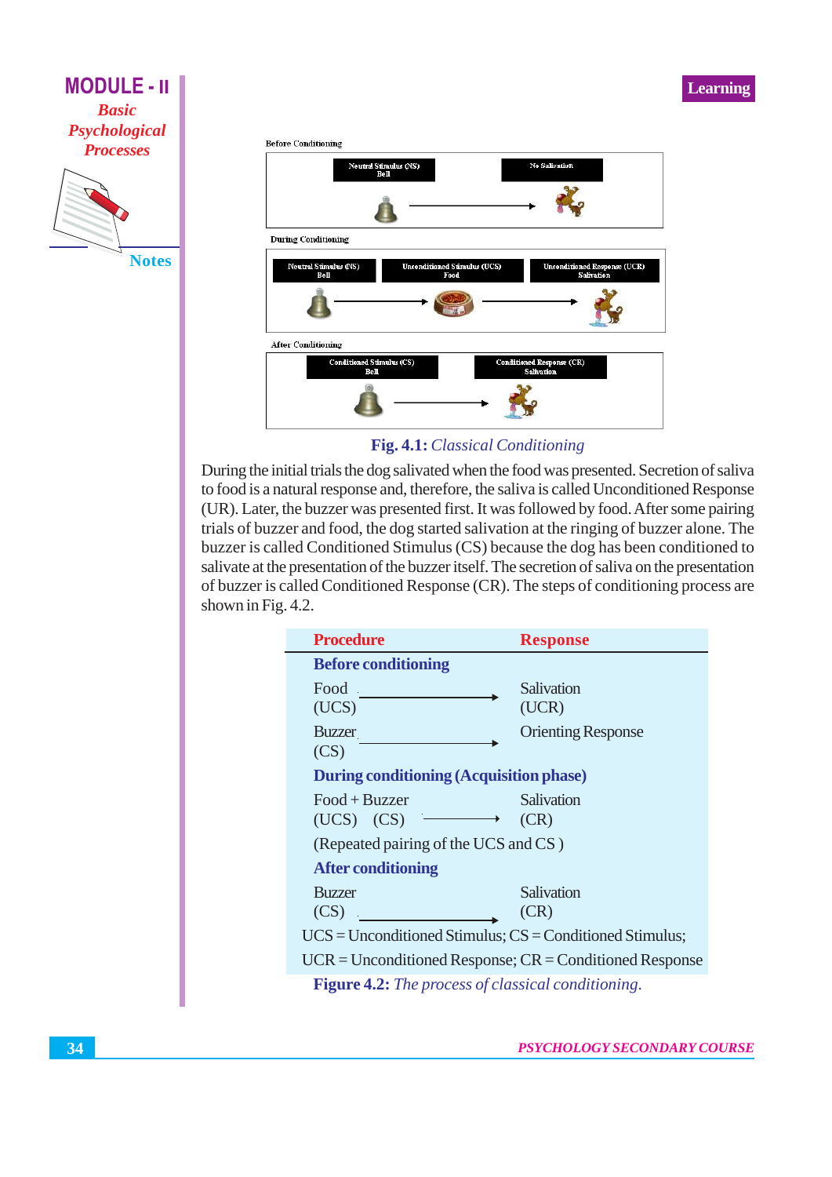Before Conditioning

Neutral Stimulus (NS) Bell → No Salivation

During Conditioning

Neutral Stimulus (NS) Bell → Unconditioned Stimulus (UCS) Food → Unconditioned Response (UCR) Salivation

After Conditioning

Conditioned Stimulus (CS) Bell → Conditioned Response (CR) Salivation

**Fig. 4.1:** *Classical Conditioning*

During the initial trials the dog salivated when the food was presented. Secretion of saliva to food is a natural response and, therefore, the saliva is called Unconditioned Response (UR). Later, the buzzer was presented first. It was followed by food. After some pairing trials of buzzer and food, the dog started salivation at the ringing of buzzer alone. The buzzer is called Conditioned Stimulus (CS) because the dog has been conditioned to salivate at the presentation of the buzzer itself. The secretion of saliva on the presentation of buzzer is called Conditioned Response (CR). The steps of conditioning process are shown in Fig. 4.2.

| Procedure | | Response |
|---|---|---|
| **Before conditioning** | | |
| Food (UCS) | → | Salivation (UCR) |
| Buzzer (CS) | → | Orienting Response |
| **During conditioning (Acquisition phase)** | | |
| Food + Buzzer (UCS) (CS) | → | Salivation (CR) |
| (Repeated pairing of the UCS and CS ) | | |
| **After conditioning** | | |
| Buzzer (CS) | → | Salivation (CR) |

UCS = Unconditioned Stimulus; CS = Conditioned Stimulus;

UCR = Unconditioned Response; CR = Conditioned Response

**Figure 4.2:** *The process of classical conditioning.*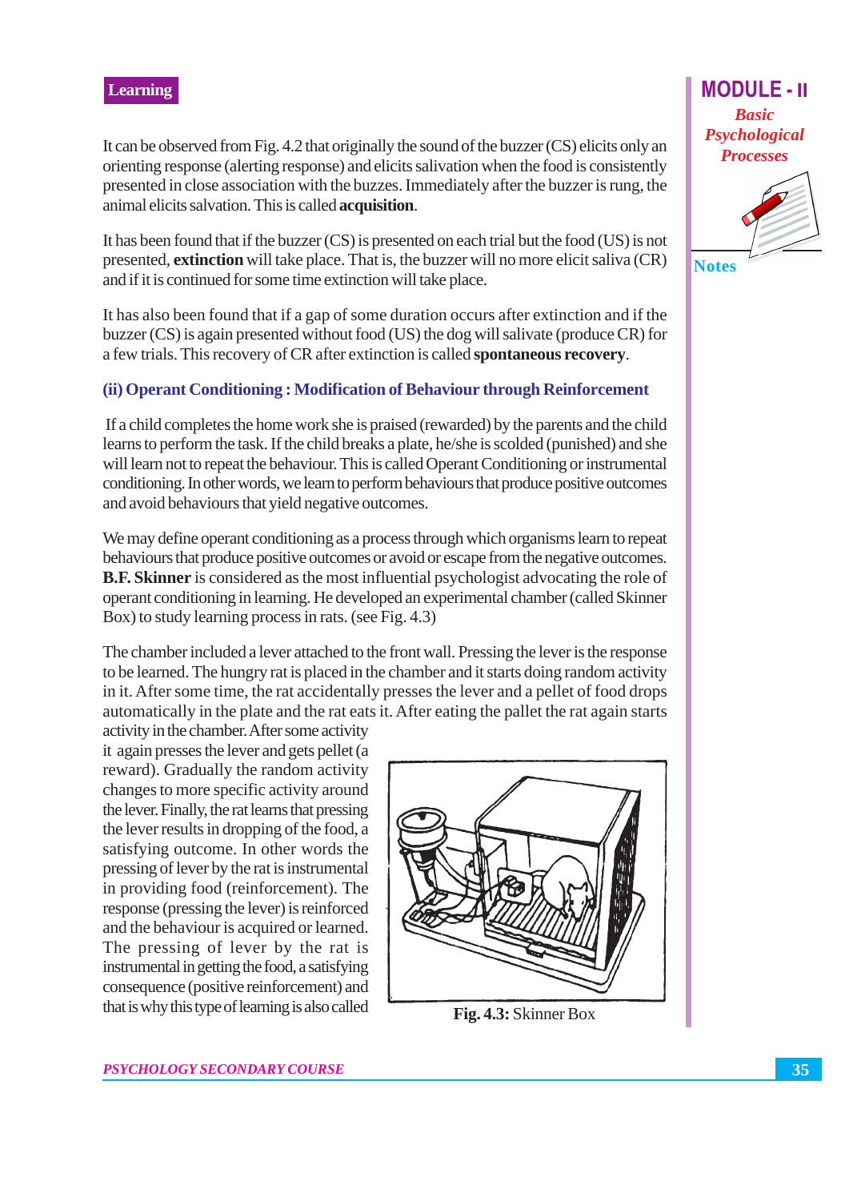It can be observed from Fig. 4.2 that originally the sound of the buzzer (CS) elicits only an orienting response (alerting response) and elicits salivation when the food is consistently presented in close association with the buzzes. Immediately after the buzzer is rung, the animal elicits salvation. This is called **acquisition**.

It has been found that if the buzzer (CS) is presented on each trial but the food (US) is not presented, **extinction** will take place. That is, the buzzer will no more elicit saliva (CR) and if it is continued for some time extinction will take place.

It has also been found that if a gap of some duration occurs after extinction and if the buzzer (CS) is again presented without food (US) the dog will salivate (produce CR) for a few trials. This recovery of CR after extinction is called **spontaneous recovery**.

### (ii) Operant Conditioning : Modification of Behaviour through Reinforcement

If a child completes the home work she is praised (rewarded) by the parents and the child learns to perform the task. If the child breaks a plate, he/she is scolded (punished) and she will learn not to repeat the behaviour. This is called Operant Conditioning or instrumental conditioning. In other words, we learn to perform behaviours that produce positive outcomes and avoid behaviours that yield negative outcomes.

We may define operant conditioning as a process through which organisms learn to repeat behaviours that produce positive outcomes or avoid or escape from the negative outcomes. **B.F. Skinner** is considered as the most influential psychologist advocating the role of operant conditioning in learning. He developed an experimental chamber (called Skinner Box) to study learning process in rats. (see Fig. 4.3)

The chamber included a lever attached to the front wall. Pressing the lever is the response to be learned. The hungry rat is placed in the chamber and it starts doing random activity in it. After some time, the rat accidentally presses the lever and a pellet of food drops automatically in the plate and the rat eats it. After eating the pallet the rat again starts activity in the chamber. After some activity it again presses the lever and gets pellet (a reward). Gradually the random activity changes to more specific activity around the lever. Finally, the rat learns that pressing the lever results in dropping of the food, a satisfying outcome. In other words the pressing of lever by the rat is instrumental in providing food (reinforcement). The response (pressing the lever) is reinforced and the behaviour is acquired or learned. The pressing of lever by the rat is instrumental in getting the food, a satisfying consequence (positive reinforcement) and that is why this type of learning is also called

**Fig. 4.3:** Skinner Box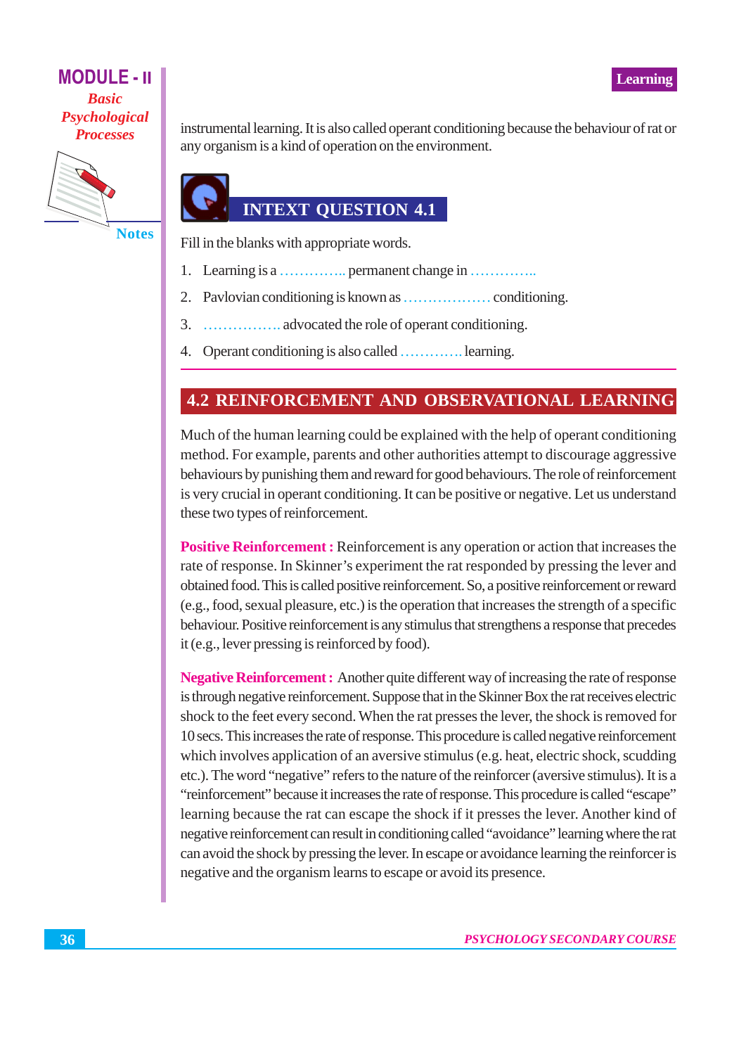instrumental learning. It is also called operant conditioning because the behaviour of rat or any organism is a kind of operation on the environment.

## INTEXT QUESTION 4.1

Fill in the blanks with appropriate words.

1. Learning is a ............... permanent change in ..............
2. Pavlovian conditioning is known as .................. conditioning.
3. ................ advocated the role of operant conditioning.
4. Operant conditioning is also called ............. learning.

## 4.2 REINFORCEMENT AND OBSERVATIONAL LEARNING

Much of the human learning could be explained with the help of operant conditioning method. For example, parents and other authorities attempt to discourage aggressive behaviours by punishing them and reward for good behaviours. The role of reinforcement is very crucial in operant conditioning. It can be positive or negative. Let us understand these two types of reinforcement.

**Positive Reinforcement :** Reinforcement is any operation or action that increases the rate of response. In Skinner's experiment the rat responded by pressing the lever and obtained food. This is called positive reinforcement. So, a positive reinforcement or reward (e.g., food, sexual pleasure, etc.) is the operation that increases the strength of a specific behaviour. Positive reinforcement is any stimulus that strengthens a response that precedes it (e.g., lever pressing is reinforced by food).

**Negative Reinforcement :** Another quite different way of increasing the rate of response is through negative reinforcement. Suppose that in the Skinner Box the rat receives electric shock to the feet every second. When the rat presses the lever, the shock is removed for 10 secs. This increases the rate of response. This procedure is called negative reinforcement which involves application of an aversive stimulus (e.g. heat, electric shock, scudding etc.). The word "negative" refers to the nature of the reinforcer (aversive stimulus). It is a "reinforcement" because it increases the rate of response. This procedure is called "escape" learning because the rat can escape the shock if it presses the lever. Another kind of negative reinforcement can result in conditioning called "avoidance" learning where the rat can avoid the shock by pressing the lever. In escape or avoidance learning the reinforcer is negative and the organism learns to escape or avoid its presence.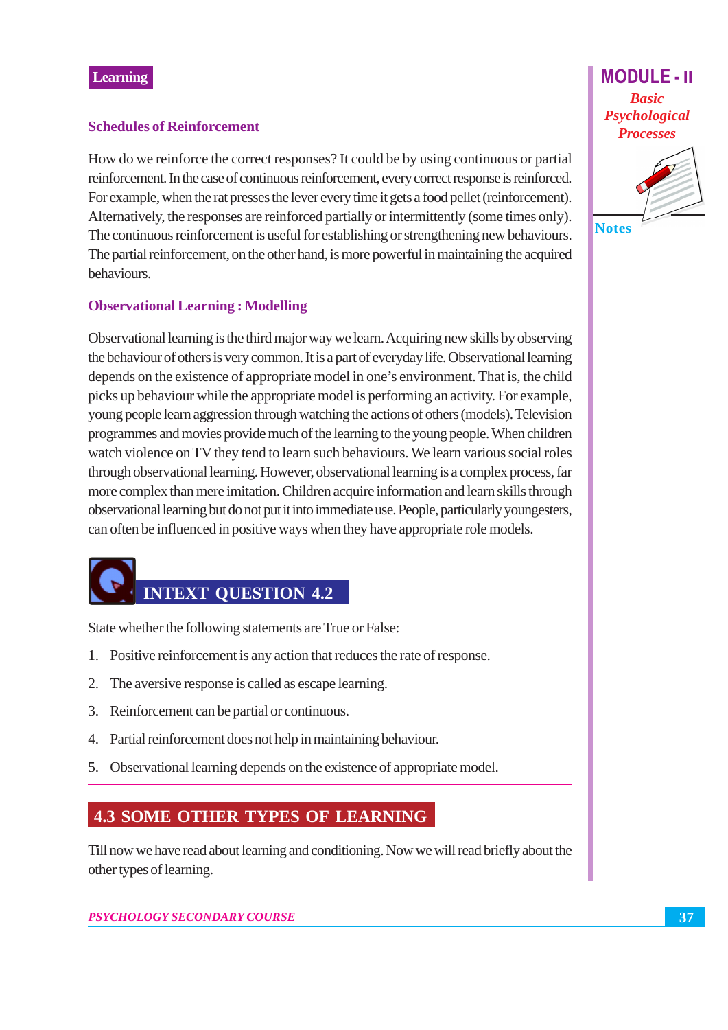### Schedules of Reinforcement

How do we reinforce the correct responses? It could be by using continuous or partial reinforcement. In the case of continuous reinforcement, every correct response is reinforced. For example, when the rat presses the lever every time it gets a food pellet (reinforcement). Alternatively, the responses are reinforced partially or intermittently (some times only). The continuous reinforcement is useful for establishing or strengthening new behaviours. The partial reinforcement, on the other hand, is more powerful in maintaining the acquired behaviours.

### Observational Learning : Modelling

Observational learning is the third major way we learn. Acquiring new skills by observing the behaviour of others is very common. It is a part of everyday life. Observational learning depends on the existence of appropriate model in one's environment. That is, the child picks up behaviour while the appropriate model is performing an activity. For example, young people learn aggression through watching the actions of others (models). Television programmes and movies provide much of the learning to the young people. When children watch violence on TV they tend to learn such behaviours. We learn various social roles through observational learning. However, observational learning is a complex process, far more complex than mere imitation. Children acquire information and learn skills through observational learning but do not put it into immediate use. People, particularly youngesters, can often be influenced in positive ways when they have appropriate role models.

### INTEXT QUESTION 4.2

State whether the following statements are True or False:

1. Positive reinforcement is any action that reduces the rate of response.
2. The aversive response is called as escape learning.
3. Reinforcement can be partial or continuous.
4. Partial reinforcement does not help in maintaining behaviour.
5. Observational learning depends on the existence of appropriate model.

## 4.3 SOME OTHER TYPES OF LEARNING

Till now we have read about learning and conditioning. Now we will read briefly about the other types of learning.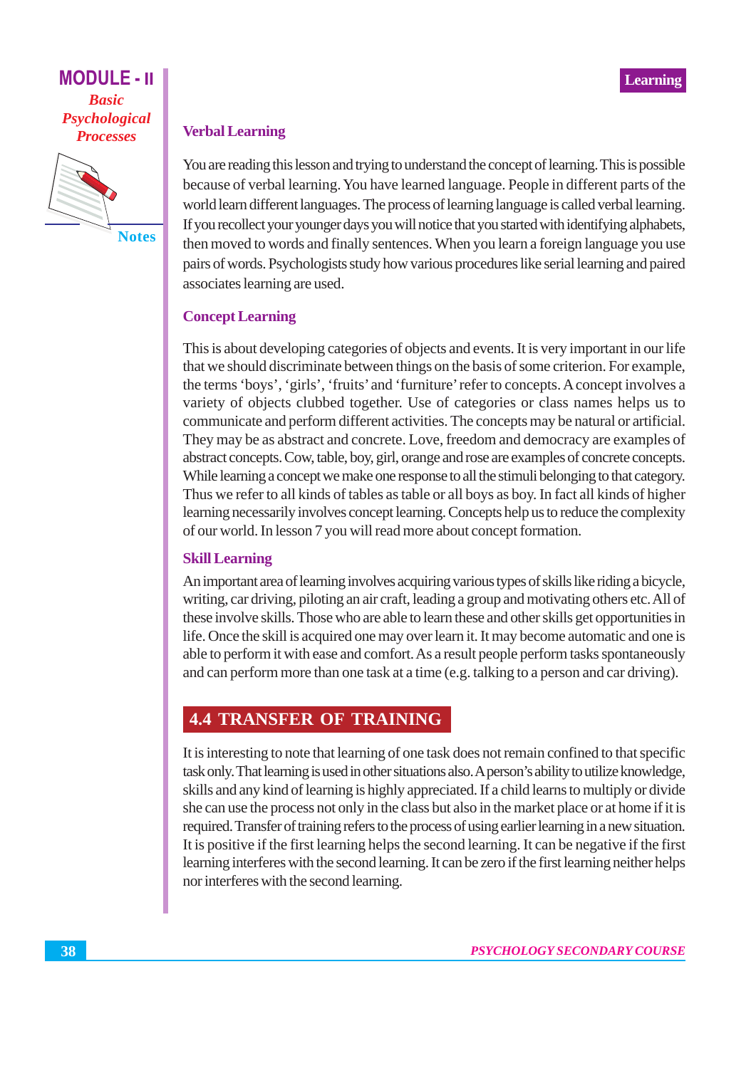### Verbal Learning

You are reading this lesson and trying to understand the concept of learning. This is possible because of verbal learning. You have learned language. People in different parts of the world learn different languages. The process of learning language is called verbal learning. If you recollect your younger days you will notice that you started with identifying alphabets, then moved to words and finally sentences. When you learn a foreign language you use pairs of words. Psychologists study how various procedures like serial learning and paired associates learning are used.

### Concept Learning

This is about developing categories of objects and events. It is very important in our life that we should discriminate between things on the basis of some criterion. For example, the terms 'boys', 'girls', 'fruits' and 'furniture' refer to concepts. A concept involves a variety of objects clubbed together. Use of categories or class names helps us to communicate and perform different activities. The concepts may be natural or artificial. They may be as abstract and concrete. Love, freedom and democracy are examples of abstract concepts. Cow, table, boy, girl, orange and rose are examples of concrete concepts. While learning a concept we make one response to all the stimuli belonging to that category. Thus we refer to all kinds of tables as table or all boys as boy. In fact all kinds of higher learning necessarily involves concept learning. Concepts help us to reduce the complexity of our world. In lesson 7 you will read more about concept formation.

### Skill Learning

An important area of learning involves acquiring various types of skills like riding a bicycle, writing, car driving, piloting an air craft, leading a group and motivating others etc. All of these involve skills. Those who are able to learn these and other skills get opportunities in life. Once the skill is acquired one may over learn it. It may become automatic and one is able to perform it with ease and comfort. As a result people perform tasks spontaneously and can perform more than one task at a time (e.g. talking to a person and car driving).

## 4.4 TRANSFER OF TRAINING

It is interesting to note that learning of one task does not remain confined to that specific task only. That learning is used in other situations also. A person's ability to utilize knowledge, skills and any kind of learning is highly appreciated. If a child learns to multiply or divide she can use the process not only in the class but also in the market place or at home if it is required. Transfer of training refers to the process of using earlier learning in a new situation. It is positive if the first learning helps the second learning. It can be negative if the first learning interferes with the second learning. It can be zero if the first learning neither helps nor interferes with the second learning.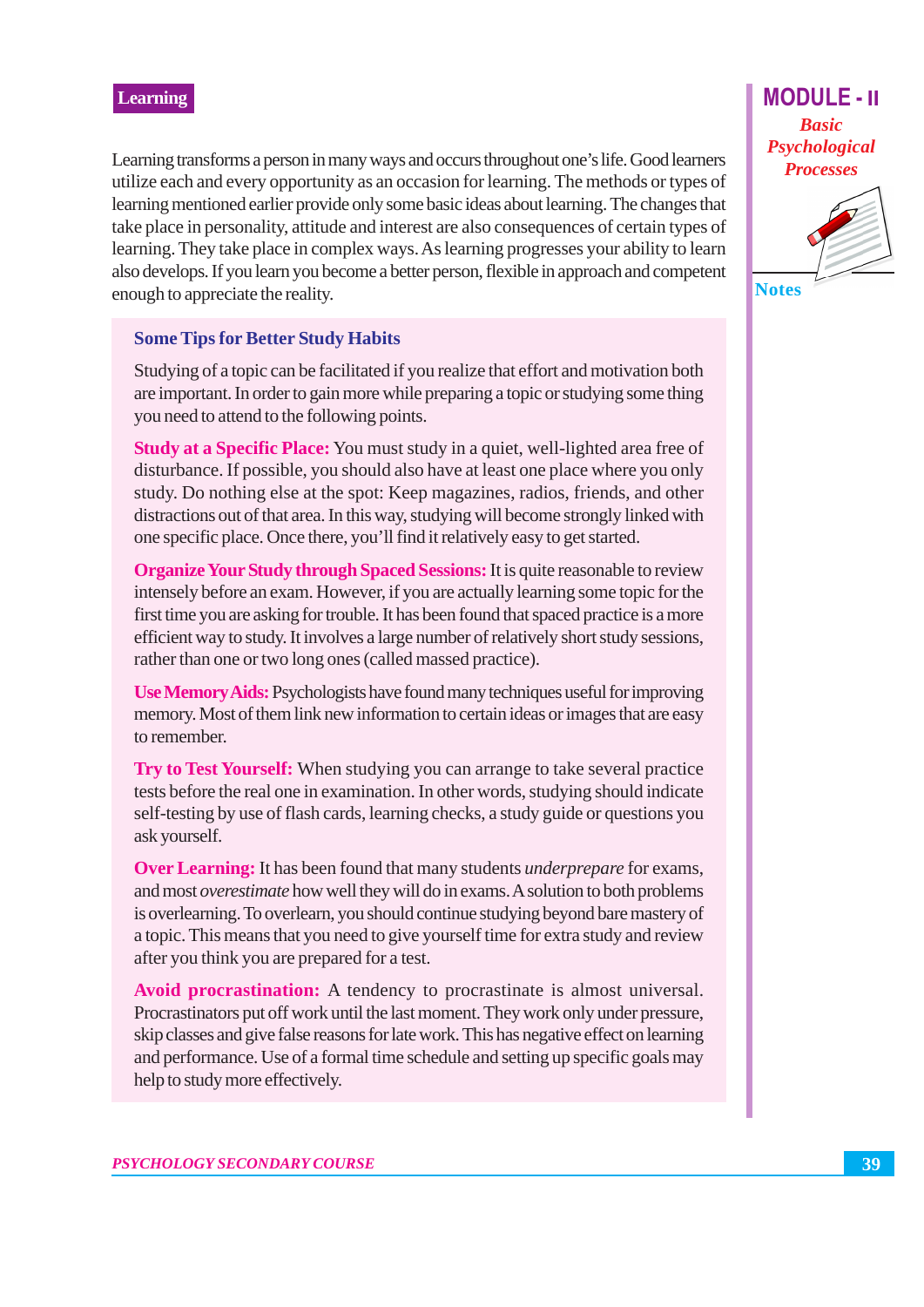## Learning

Learning transforms a person in many ways and occurs throughout one's life. Good learners utilize each and every opportunity as an occasion for learning. The methods or types of learning mentioned earlier provide only some basic ideas about learning. The changes that take place in personality, attitude and interest are also consequences of certain types of learning. They take place in complex ways. As learning progresses your ability to learn also develops. If you learn you become a better person, flexible in approach and competent enough to appreciate the reality.

### Some Tips for Better Study Habits

Studying of a topic can be facilitated if you realize that effort and motivation both are important. In order to gain more while preparing a topic or studying some thing you need to attend to the following points.

**Study at a Specific Place:** You must study in a quiet, well-lighted area free of disturbance. If possible, you should also have at least one place where you only study. Do nothing else at the spot: Keep magazines, radios, friends, and other distractions out of that area. In this way, studying will become strongly linked with one specific place. Once there, you'll find it relatively easy to get started.

**Organize Your Study through Spaced Sessions:** It is quite reasonable to review intensely before an exam. However, if you are actually learning some topic for the first time you are asking for trouble. It has been found that spaced practice is a more efficient way to study. It involves a large number of relatively short study sessions, rather than one or two long ones (called massed practice).

**Use Memory Aids:** Psychologists have found many techniques useful for improving memory. Most of them link new information to certain ideas or images that are easy to remember.

**Try to Test Yourself:** When studying you can arrange to take several practice tests before the real one in examination. In other words, studying should indicate self-testing by use of flash cards, learning checks, a study guide or questions you ask yourself.

**Over Learning:** It has been found that many students *underprepare* for exams, and most *overestimate* how well they will do in exams. A solution to both problems is overlearning. To overlearn, you should continue studying beyond bare mastery of a topic. This means that you need to give yourself time for extra study and review after you think you are prepared for a test.

**Avoid procrastination:** A tendency to procrastinate is almost universal. Procrastinators put off work until the last moment. They work only under pressure, skip classes and give false reasons for late work. This has negative effect on learning and performance. Use of a formal time schedule and setting up specific goals may help to study more effectively.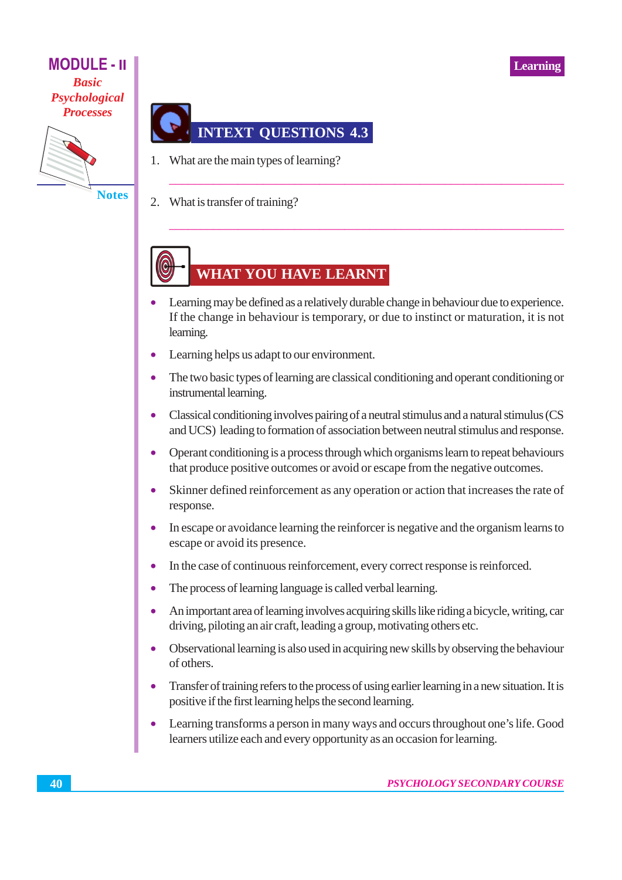## INTEXT QUESTIONS 4.3

1. What are the main types of learning?

2. What is transfer of training?

## WHAT YOU HAVE LEARNT

- Learning may be defined as a relatively durable change in behaviour due to experience. If the change in behaviour is temporary, or due to instinct or maturation, it is not learning.
- Learning helps us adapt to our environment.
- The two basic types of learning are classical conditioning and operant conditioning or instrumental learning.
- Classical conditioning involves pairing of a neutral stimulus and a natural stimulus (CS and UCS) leading to formation of association between neutral stimulus and response.
- Operant conditioning is a process through which organisms learn to repeat behaviours that produce positive outcomes or avoid or escape from the negative outcomes.
- Skinner defined reinforcement as any operation or action that increases the rate of response.
- In escape or avoidance learning the reinforcer is negative and the organism learns to escape or avoid its presence.
- In the case of continuous reinforcement, every correct response is reinforced.
- The process of learning language is called verbal learning.
- An important area of learning involves acquiring skills like riding a bicycle, writing, car driving, piloting an air craft, leading a group, motivating others etc.
- Observational learning is also used in acquiring new skills by observing the behaviour of others.
- Transfer of training refers to the process of using earlier learning in a new situation. It is positive if the first learning helps the second learning.
- Learning transforms a person in many ways and occurs throughout one's life. Good learners utilize each and every opportunity as an occasion for learning.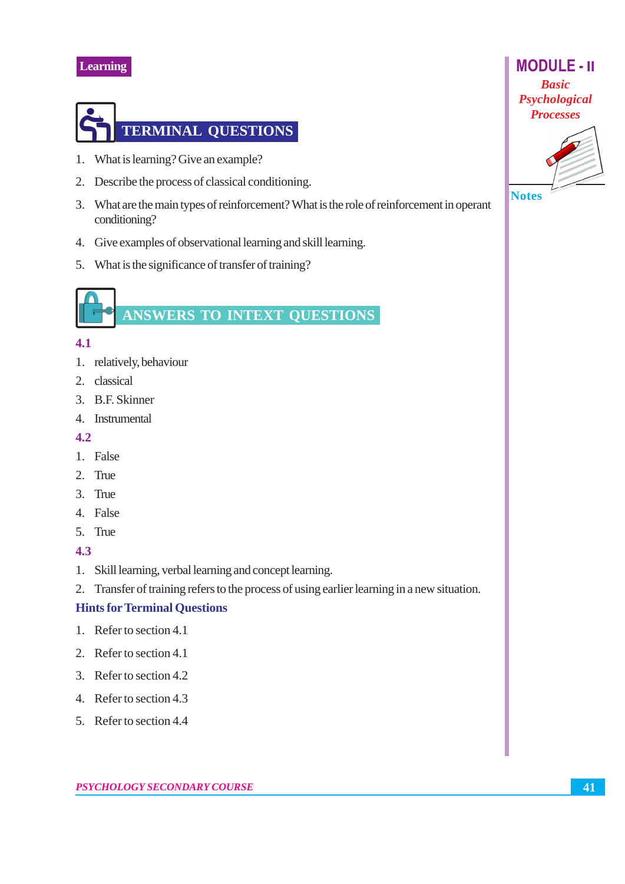## TERMINAL QUESTIONS

1. What is learning? Give an example?
2. Describe the process of classical conditioning.
3. What are the main types of reinforcement? What is the role of reinforcement in operant conditioning?
4. Give examples of observational learning and skill learning.
5. What is the significance of transfer of training?

## ANSWERS TO INTEXT QUESTIONS

### 4.1

1. relatively, behaviour
2. classical
3. B.F. Skinner
4. Instrumental

### 4.2

1. False
2. True
3. True
4. False
5. True

### 4.3

1. Skill learning, verbal learning and concept learning.
2. Transfer of training refers to the process of using earlier learning in a new situation.

### Hints for Terminal Questions

1. Refer to section 4.1
2. Refer to section 4.1
3. Refer to section 4.2
4. Refer to section 4.3
5. Refer to section 4.4